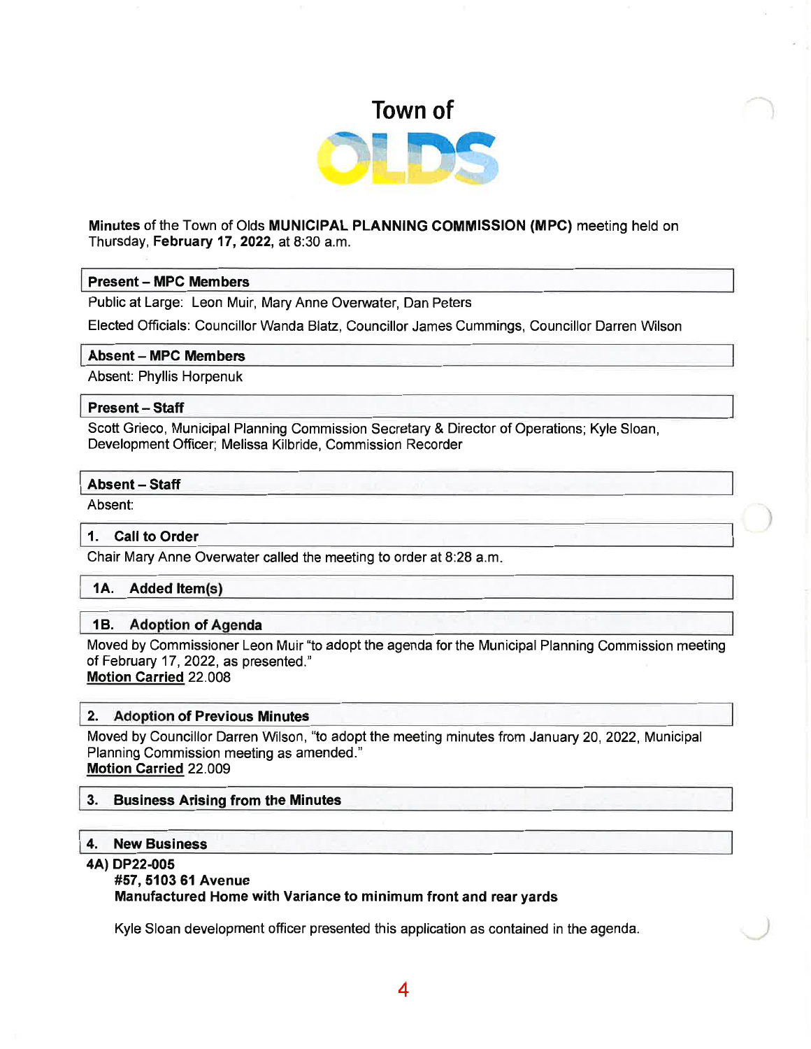# Town of OLDS

**Minutes** of the Town of Olds **MUNICIPAL PLANNING COMMISSION (MPC)** meeting held on Thursday, **February 17, 2022,** at 8:30 a.m.

## Present – MPC Members

Public at Large: Leon Muir, Mary Anne Overwater, Dan Peters

Elected Officials: Councillor Wanda Blatz, Councillor James Cummings, Councillor Darren Wilson

## Absent – MPC Members

Absent: Phyllis Horpenuk

## Present – Staff

Scott Grieco, Municipal Planning Commission Secretary & Director of Operations; Kyle Sloan, Development Officer; Melissa Kilbride, Commission Recorder

## Absent – Staff

Absent:

## 1. Call to Order

Chair Mary Anne Overwater called the meeting to order at 8:28 a.m.

## 1A. Added Item(s)

## 1B. Adoption of Agenda

Moved by Commissioner Leon Muir "to adopt the agenda for the Municipal Planning Commission meeting of February 17, 2022, as presented."
**Motion Carried** 22.008

## 2. Adoption of Previous Minutes

Moved by Councillor Darren Wilson, "to adopt the meeting minutes from January 20, 2022, Municipal Planning Commission meeting as amended."
**Motion Carried** 22.009

## 3. Business Arising from the Minutes

## 4. New Business

**4A) DP22-005**
**#57, 5103 61 Avenue**
**Manufactured Home with Variance to minimum front and rear yards**

Kyle Sloan development officer presented this application as contained in the agenda.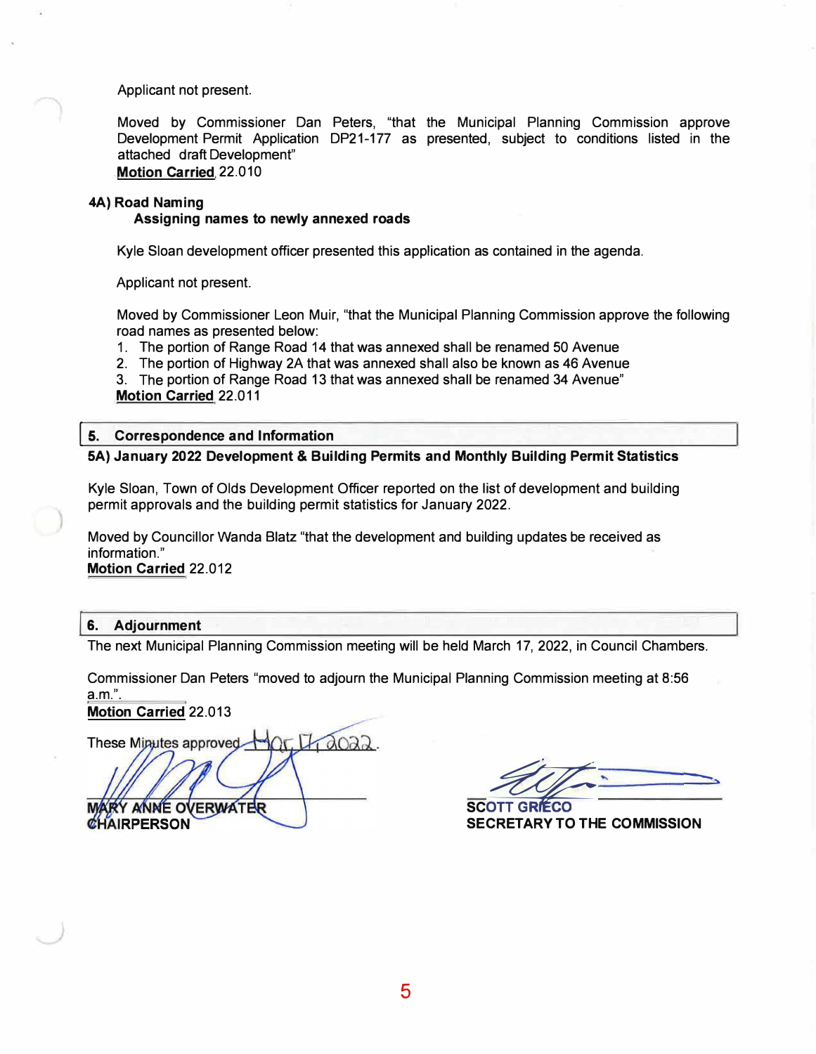Applicant not present.

Moved by Commissioner Dan Peters, "that the Municipal Planning Commission approve Development Permit Application DP21-177 as presented, subject to conditions listed in the attached draft Development"

**Motion Carried** 22.010

### 4A) Road Naming

**Assigning names to newly annexed roads**

Kyle Sloan development officer presented this application as contained in the agenda.

Applicant not present.

Moved by Commissioner Leon Muir, "that the Municipal Planning Commission approve the following road names as presented below:

1. The portion of Range Road 14 that was annexed shall be renamed 50 Avenue
2. The portion of Highway 2A that was annexed shall also be known as 46 Avenue
3. The portion of Range Road 13 that was annexed shall be renamed 34 Avenue"

**Motion Carried** 22.011

## 5. Correspondence and Information

### 5A) January 2022 Development & Building Permits and Monthly Building Permit Statistics

Kyle Sloan, Town of Olds Development Officer reported on the list of development and building permit approvals and the building permit statistics for January 2022.

Moved by Councillor Wanda Blatz "that the development and building updates be received as information."

**Motion Carried** 22.012

## 6. Adjournment

The next Municipal Planning Commission meeting will be held March 17, 2022, in Council Chambers.

Commissioner Dan Peters "moved to adjourn the Municipal Planning Commission meeting at 8:56 a.m.".

**Motion Carried** 22.013

These Minutes approved Mar 17, 2022.

**MARY ANNE OVERWATER**
**CHAIRPERSON**

**SCOTT GRIECO**
**SECRETARY TO THE COMMISSION**